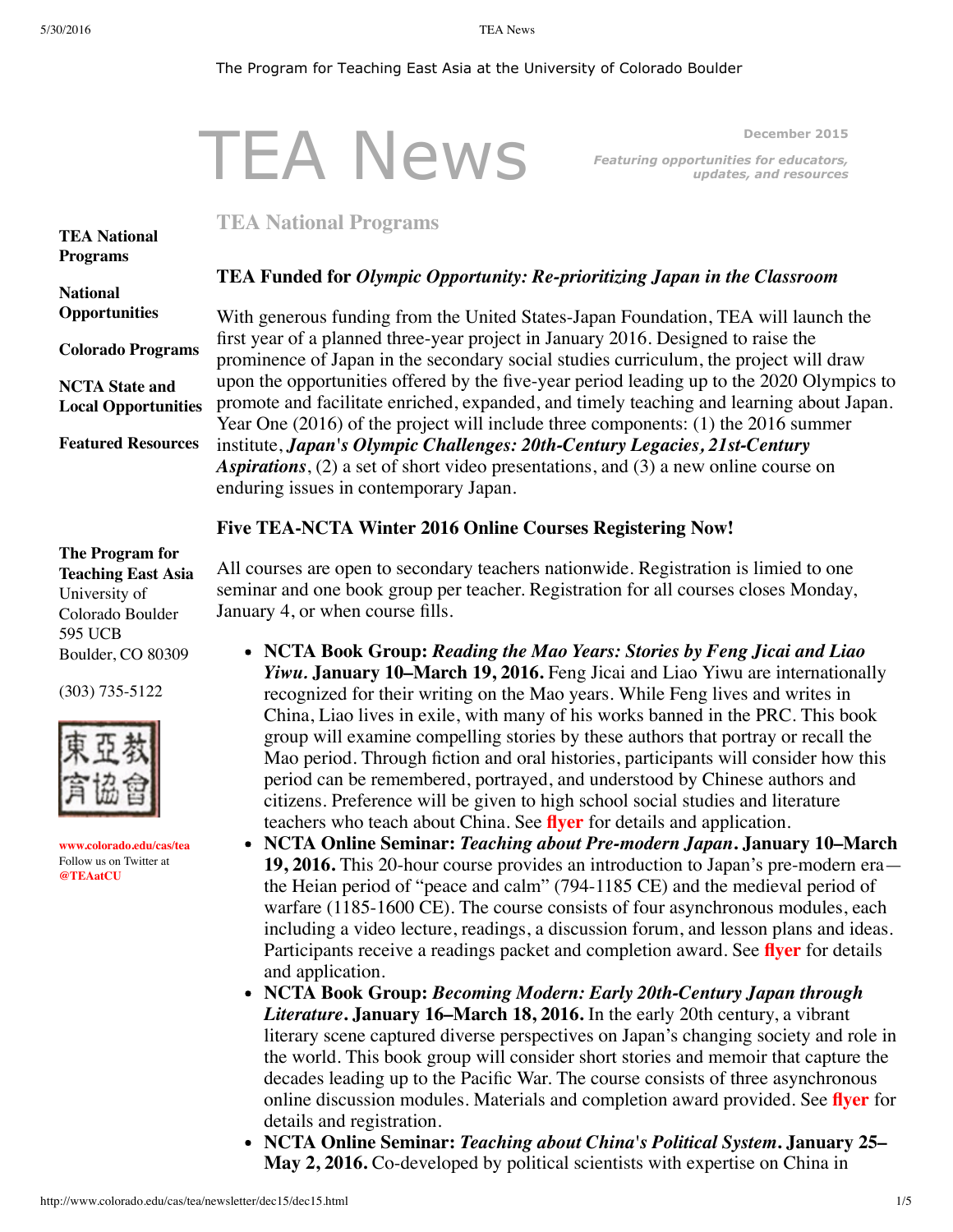The Program for Teaching East Asia at the University of Colorado Boulder

# TEA News

**December 2015**

***Featuring opportunities for educators, updates, and resources***

**TEA National Programs**

**National Opportunities**

**Colorado Programs**

**NCTA State and Local Opportunities**

**Featured Resources**

**The Program for Teaching East Asia**
University of Colorado Boulder
595 UCB
Boulder, CO 80309

(303) 735-5122

東亞教育協會

**www.colorado.edu/cas/tea**
Follow us on Twitter at **@TEAatCU**

## TEA National Programs

### TEA Funded for *Olympic Opportunity: Re-prioritizing Japan in the Classroom*

With generous funding from the United States-Japan Foundation, TEA will launch the first year of a planned three-year project in January 2016. Designed to raise the prominence of Japan in the secondary social studies curriculum, the project will draw upon the opportunities offered by the five-year period leading up to the 2020 Olympics to promote and facilitate enriched, expanded, and timely teaching and learning about Japan. Year One (2016) of the project will include three components: (1) the 2016 summer institute, ***Japan's Olympic Challenges: 20th-Century Legacies, 21st-Century Aspirations***, (2) a set of short video presentations, and (3) a new online course on enduring issues in contemporary Japan.

### Five TEA-NCTA Winter 2016 Online Courses Registering Now!

All courses are open to secondary teachers nationwide. Registration is limied to one seminar and one book group per teacher. Registration for all courses closes Monday, January 4, or when course fills.

- **NCTA Book Group: *Reading the Mao Years: Stories by Feng Jicai and Liao Yiwu*. January 10–March 19, 2016.** Feng Jicai and Liao Yiwu are internationally recognized for their writing on the Mao years. While Feng lives and writes in China, Liao lives in exile, with many of his works banned in the PRC. This book group will examine compelling stories by these authors that portray or recall the Mao period. Through fiction and oral histories, participants will consider how this period can be remembered, portrayed, and understood by Chinese authors and citizens. Preference will be given to high school social studies and literature teachers who teach about China. See **flyer** for details and application.
- **NCTA Online Seminar: *Teaching about Pre-modern Japan*. January 10–March 19, 2016.** This 20-hour course provides an introduction to Japan's pre-modern era—the Heian period of "peace and calm" (794-1185 CE) and the medieval period of warfare (1185-1600 CE). The course consists of four asynchronous modules, each including a video lecture, readings, a discussion forum, and lesson plans and ideas. Participants receive a readings packet and completion award. See **flyer** for details and application.
- **NCTA Book Group: *Becoming Modern: Early 20th-Century Japan through Literature*. January 16–March 18, 2016.** In the early 20th century, a vibrant literary scene captured diverse perspectives on Japan's changing society and role in the world. This book group will consider short stories and memoir that capture the decades leading up to the Pacific War. The course consists of three asynchronous online discussion modules. Materials and completion award provided. See **flyer** for details and registration.
- **NCTA Online Seminar: *Teaching about China's Political System*. January 25–May 2, 2016.** Co-developed by political scientists with expertise on China in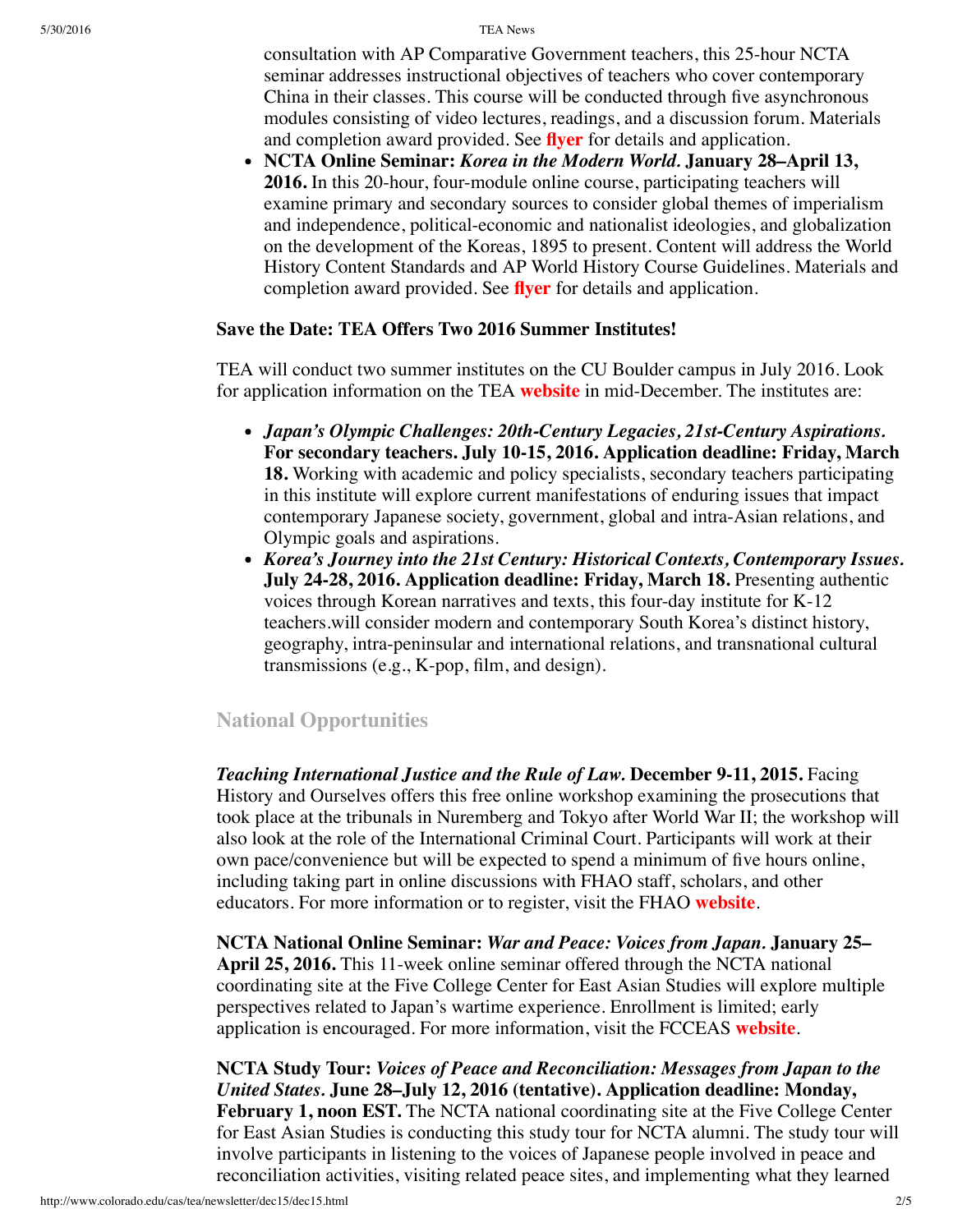consultation with AP Comparative Government teachers, this 25-hour NCTA seminar addresses instructional objectives of teachers who cover contemporary China in their classes. This course will be conducted through five asynchronous modules consisting of video lectures, readings, and a discussion forum. Materials and completion award provided. See **flyer** for details and application.

- **NCTA Online Seminar:** ***Korea in the Modern World.*** **January 28–April 13, 2016.** In this 20-hour, four-module online course, participating teachers will examine primary and secondary sources to consider global themes of imperialism and independence, political-economic and nationalist ideologies, and globalization on the development of the Koreas, 1895 to present. Content will address the World History Content Standards and AP World History Course Guidelines. Materials and completion award provided. See **flyer** for details and application.

**Save the Date: TEA Offers Two 2016 Summer Institutes!**

TEA will conduct two summer institutes on the CU Boulder campus in July 2016. Look for application information on the TEA **website** in mid-December. The institutes are:

- ***Japan's Olympic Challenges: 20th-Century Legacies, 21st-Century Aspirations.*** **For secondary teachers. July 10-15, 2016. Application deadline: Friday, March 18.** Working with academic and policy specialists, secondary teachers participating in this institute will explore current manifestations of enduring issues that impact contemporary Japanese society, government, global and intra-Asian relations, and Olympic goals and aspirations.
- ***Korea's Journey into the 21st Century: Historical Contexts, Contemporary Issues.*** **July 24-28, 2016. Application deadline: Friday, March 18.** Presenting authentic voices through Korean narratives and texts, this four-day institute for K-12 teachers.will consider modern and contemporary South Korea's distinct history, geography, intra-peninsular and international relations, and transnational cultural transmissions (e.g., K-pop, film, and design).

## National Opportunities

***Teaching International Justice and the Rule of Law.*** **December 9-11, 2015.** Facing History and Ourselves offers this free online workshop examining the prosecutions that took place at the tribunals in Nuremberg and Tokyo after World War II; the workshop will also look at the role of the International Criminal Court. Participants will work at their own pace/convenience but will be expected to spend a minimum of five hours online, including taking part in online discussions with FHAO staff, scholars, and other educators. For more information or to register, visit the FHAO **website**.

**NCTA National Online Seminar:** ***War and Peace: Voices from Japan.*** **January 25–April 25, 2016.** This 11-week online seminar offered through the NCTA national coordinating site at the Five College Center for East Asian Studies will explore multiple perspectives related to Japan's wartime experience. Enrollment is limited; early application is encouraged. For more information, visit the FCCEAS **website**.

**NCTA Study Tour:** ***Voices of Peace and Reconciliation: Messages from Japan to the United States.*** **June 28–July 12, 2016 (tentative). Application deadline: Monday, February 1, noon EST.** The NCTA national coordinating site at the Five College Center for East Asian Studies is conducting this study tour for NCTA alumni. The study tour will involve participants in listening to the voices of Japanese people involved in peace and reconciliation activities, visiting related peace sites, and implementing what they learned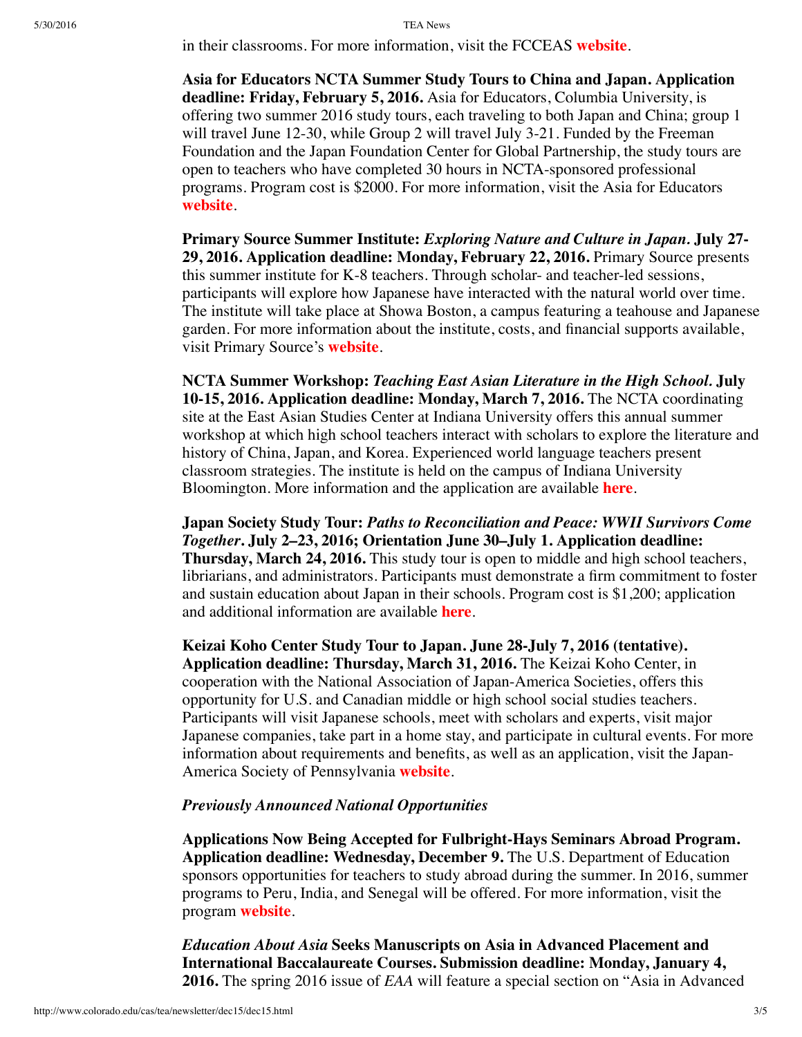in their classrooms. For more information, visit the FCCEAS **website**.

**Asia for Educators NCTA Summer Study Tours to China and Japan. Application deadline: Friday, February 5, 2016.** Asia for Educators, Columbia University, is offering two summer 2016 study tours, each traveling to both Japan and China; group 1 will travel June 12-30, while Group 2 will travel July 3-21. Funded by the Freeman Foundation and the Japan Foundation Center for Global Partnership, the study tours are open to teachers who have completed 30 hours in NCTA-sponsored professional programs. Program cost is $2000. For more information, visit the Asia for Educators **website**.

**Primary Source Summer Institute: *Exploring Nature and Culture in Japan*. July 27-29, 2016. Application deadline: Monday, February 22, 2016.** Primary Source presents this summer institute for K-8 teachers. Through scholar- and teacher-led sessions, participants will explore how Japanese have interacted with the natural world over time. The institute will take place at Showa Boston, a campus featuring a teahouse and Japanese garden. For more information about the institute, costs, and financial supports available, visit Primary Source's **website**.

**NCTA Summer Workshop: *Teaching East Asian Literature in the High School*. July 10-15, 2016. Application deadline: Monday, March 7, 2016.** The NCTA coordinating site at the East Asian Studies Center at Indiana University offers this annual summer workshop at which high school teachers interact with scholars to explore the literature and history of China, Japan, and Korea. Experienced world language teachers present classroom strategies. The institute is held on the campus of Indiana University Bloomington. More information and the application are available **here**.

**Japan Society Study Tour: *Paths to Reconciliation and Peace: WWII Survivors Come Together*. July 2–23, 2016; Orientation June 30–July 1. Application deadline: Thursday, March 24, 2016.** This study tour is open to middle and high school teachers, libriarians, and administrators. Participants must demonstrate a firm commitment to foster and sustain education about Japan in their schools. Program cost is $1,200; application and additional information are available **here**.

**Keizai Koho Center Study Tour to Japan. June 28-July 7, 2016 (tentative). Application deadline: Thursday, March 31, 2016.** The Keizai Koho Center, in cooperation with the National Association of Japan-America Societies, offers this opportunity for U.S. and Canadian middle or high school social studies teachers. Participants will visit Japanese schools, meet with scholars and experts, visit major Japanese companies, take part in a home stay, and participate in cultural events. For more information about requirements and benefits, as well as an application, visit the Japan-America Society of Pennsylvania **website**.

***Previously Announced National Opportunities***

**Applications Now Being Accepted for Fulbright-Hays Seminars Abroad Program. Application deadline: Wednesday, December 9.** The U.S. Department of Education sponsors opportunities for teachers to study abroad during the summer. In 2016, summer programs to Peru, India, and Senegal will be offered. For more information, visit the program **website**.

***Education About Asia* Seeks Manuscripts on Asia in Advanced Placement and International Baccalaureate Courses. Submission deadline: Monday, January 4, 2016.** The spring 2016 issue of *EAA* will feature a special section on "Asia in Advanced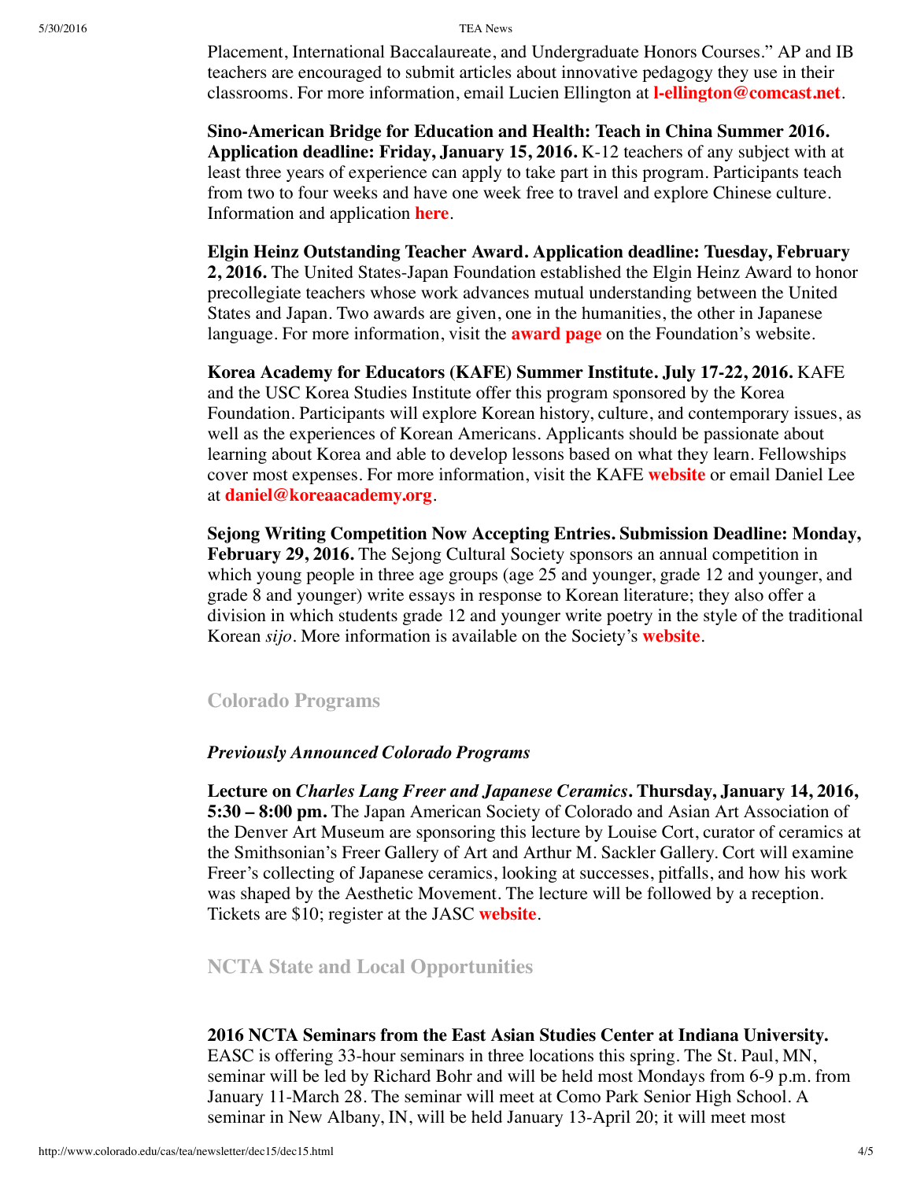Placement, International Baccalaureate, and Undergraduate Honors Courses." AP and IB teachers are encouraged to submit articles about innovative pedagogy they use in their classrooms. For more information, email Lucien Ellington at **l-ellington@comcast.net**.

**Sino-American Bridge for Education and Health: Teach in China Summer 2016. Application deadline: Friday, January 15, 2016.** K-12 teachers of any subject with at least three years of experience can apply to take part in this program. Participants teach from two to four weeks and have one week free to travel and explore Chinese culture. Information and application **here**.

**Elgin Heinz Outstanding Teacher Award. Application deadline: Tuesday, February 2, 2016.** The United States-Japan Foundation established the Elgin Heinz Award to honor precollegiate teachers whose work advances mutual understanding between the United States and Japan. Two awards are given, one in the humanities, the other in Japanese language. For more information, visit the **award page** on the Foundation's website.

**Korea Academy for Educators (KAFE) Summer Institute. July 17-22, 2016.** KAFE and the USC Korea Studies Institute offer this program sponsored by the Korea Foundation. Participants will explore Korean history, culture, and contemporary issues, as well as the experiences of Korean Americans. Applicants should be passionate about learning about Korea and able to develop lessons based on what they learn. Fellowships cover most expenses. For more information, visit the KAFE **website** or email Daniel Lee at **daniel@koreaacademy.org**.

**Sejong Writing Competition Now Accepting Entries. Submission Deadline: Monday, February 29, 2016.** The Sejong Cultural Society sponsors an annual competition in which young people in three age groups (age 25 and younger, grade 12 and younger, and grade 8 and younger) write essays in response to Korean literature; they also offer a division in which students grade 12 and younger write poetry in the style of the traditional Korean *sijo*. More information is available on the Society's **website**.

## Colorado Programs

### *Previously Announced Colorado Programs*

**Lecture on *Charles Lang Freer and Japanese Ceramics*. Thursday, January 14, 2016, 5:30 – 8:00 pm.** The Japan American Society of Colorado and Asian Art Association of the Denver Art Museum are sponsoring this lecture by Louise Cort, curator of ceramics at the Smithsonian's Freer Gallery of Art and Arthur M. Sackler Gallery. Cort will examine Freer's collecting of Japanese ceramics, looking at successes, pitfalls, and how his work was shaped by the Aesthetic Movement. The lecture will be followed by a reception. Tickets are $10; register at the JASC **website**.

## NCTA State and Local Opportunities

**2016 NCTA Seminars from the East Asian Studies Center at Indiana University.** EASC is offering 33-hour seminars in three locations this spring. The St. Paul, MN, seminar will be led by Richard Bohr and will be held most Mondays from 6-9 p.m. from January 11-March 28. The seminar will meet at Como Park Senior High School. A seminar in New Albany, IN, will be held January 13-April 20; it will meet most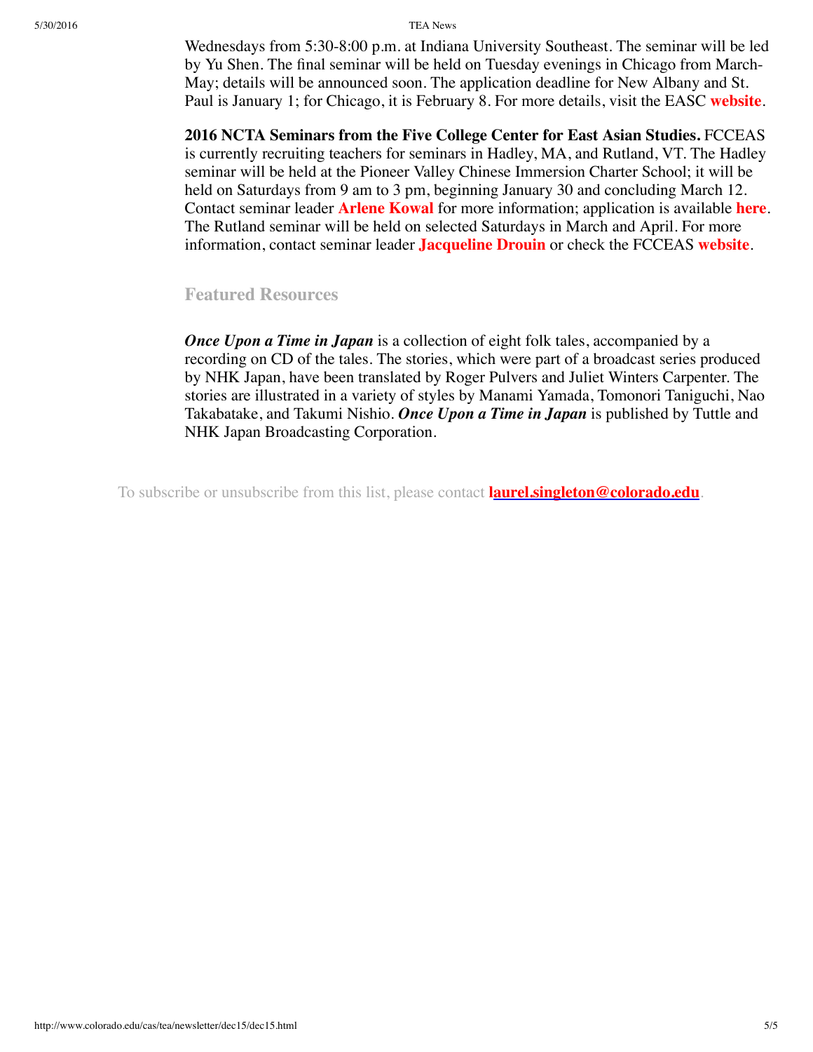Wednesdays from 5:30-8:00 p.m. at Indiana University Southeast. The seminar will be led by Yu Shen. The final seminar will be held on Tuesday evenings in Chicago from March-May; details will be announced soon. The application deadline for New Albany and St. Paul is January 1; for Chicago, it is February 8. For more details, visit the EASC **website**.

**2016 NCTA Seminars from the Five College Center for East Asian Studies.** FCCEAS is currently recruiting teachers for seminars in Hadley, MA, and Rutland, VT. The Hadley seminar will be held at the Pioneer Valley Chinese Immersion Charter School; it will be held on Saturdays from 9 am to 3 pm, beginning January 30 and concluding March 12. Contact seminar leader **Arlene Kowal** for more information; application is available **here**. The Rutland seminar will be held on selected Saturdays in March and April. For more information, contact seminar leader **Jacqueline Drouin** or check the FCCEAS **website**.

## Featured Resources

***Once Upon a Time in Japan*** is a collection of eight folk tales, accompanied by a recording on CD of the tales. The stories, which were part of a broadcast series produced by NHK Japan, have been translated by Roger Pulvers and Juliet Winters Carpenter. The stories are illustrated in a variety of styles by Manami Yamada, Tomonori Taniguchi, Nao Takabatake, and Takumi Nishio. ***Once Upon a Time in Japan*** is published by Tuttle and NHK Japan Broadcasting Corporation.

To subscribe or unsubscribe from this list, please contact **laurel.singleton@colorado.edu**.